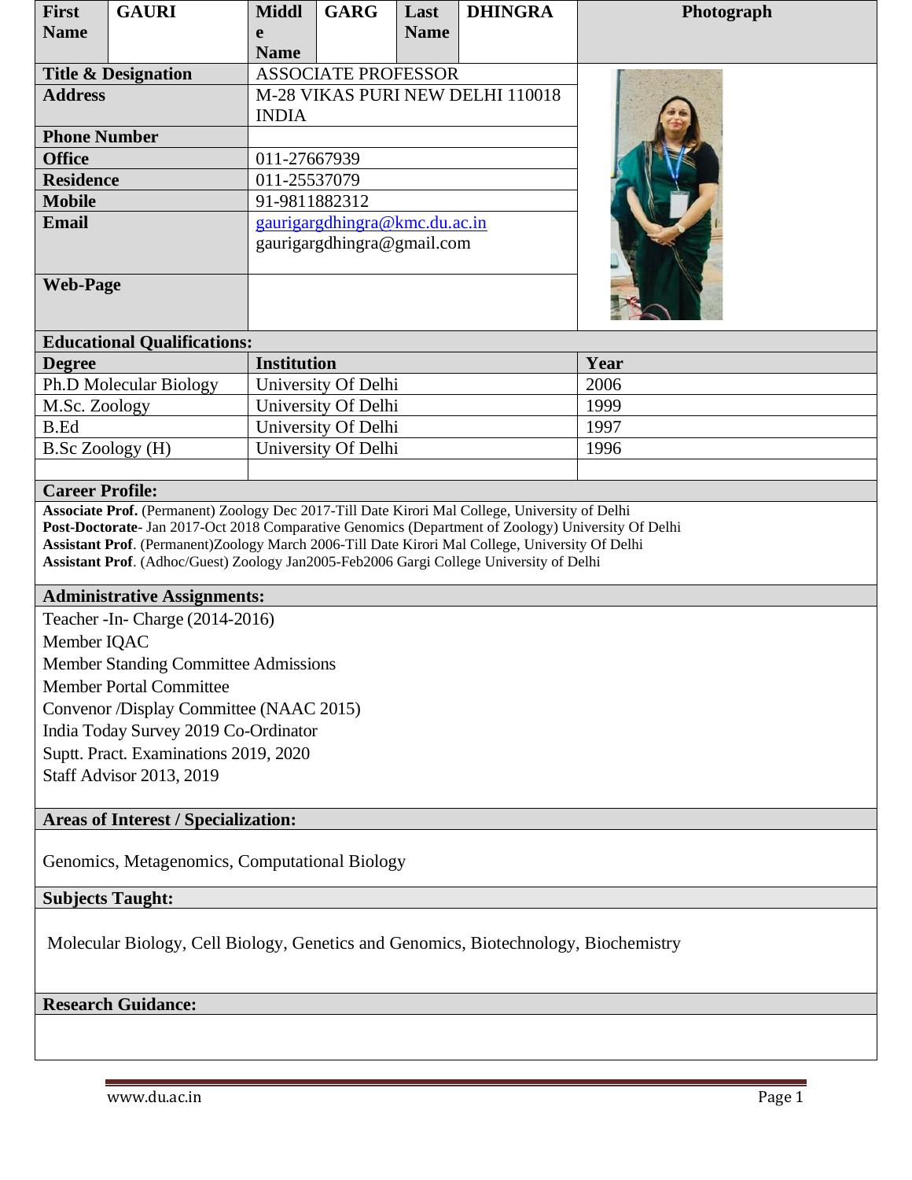| First Name | GAURI | Middle Name | GARG | Last Name | DHINGRA | Photograph |
|---|---|---|---|---|---|---|
| **Title & Designation** | | ASSOCIATE PROFESSOR | | | | |
| **Address** | | M-28 VIKAS PURI NEW DELHI 110018 INDIA | | | | |
| **Phone Number** | | | | | | |
| **Office** | | 011-27667939 | | | | |
| **Residence** | | 011-25537079 | | | | |
| **Mobile** | | 91-9811882312 | | | | |
| **Email** | | gaurigargdhingra@kmc.du.ac.in gaurigargdhingra@gmail.com | | | | |
| **Web-Page** | | | | | | |

## Educational Qualifications:

| Degree | Institution | Year |
|---|---|---|
| Ph.D Molecular Biology | University Of Delhi | 2006 |
| M.Sc. Zoology | University Of Delhi | 1999 |
| B.Ed | University Of Delhi | 1997 |
| B.Sc Zoology (H) | University Of Delhi | 1996 |
| | | |

## Career Profile:

**Associate Prof.** (Permanent) Zoology Dec 2017-Till Date Kirori Mal College, University of Delhi
**Post-Doctorate**- Jan 2017-Oct 2018 Comparative Genomics (Department of Zoology) University Of Delhi
**Assistant Prof**. (Permanent)Zoology March 2006-Till Date Kirori Mal College, University Of Delhi
**Assistant Prof**. (Adhoc/Guest) Zoology Jan2005-Feb2006 Gargi College University of Delhi

## Administrative Assignments:

Teacher -In- Charge (2014-2016)
Member IQAC
Member Standing Committee Admissions
Member Portal Committee
Convenor /Display Committee (NAAC 2015)
India Today Survey 2019 Co-Ordinator
Suptt. Pract. Examinations 2019, 2020
Staff Advisor 2013, 2019

## Areas of Interest / Specialization:

Genomics, Metagenomics, Computational Biology

## Subjects Taught:

Molecular Biology, Cell Biology, Genetics and Genomics, Biotechnology, Biochemistry

## Research Guidance: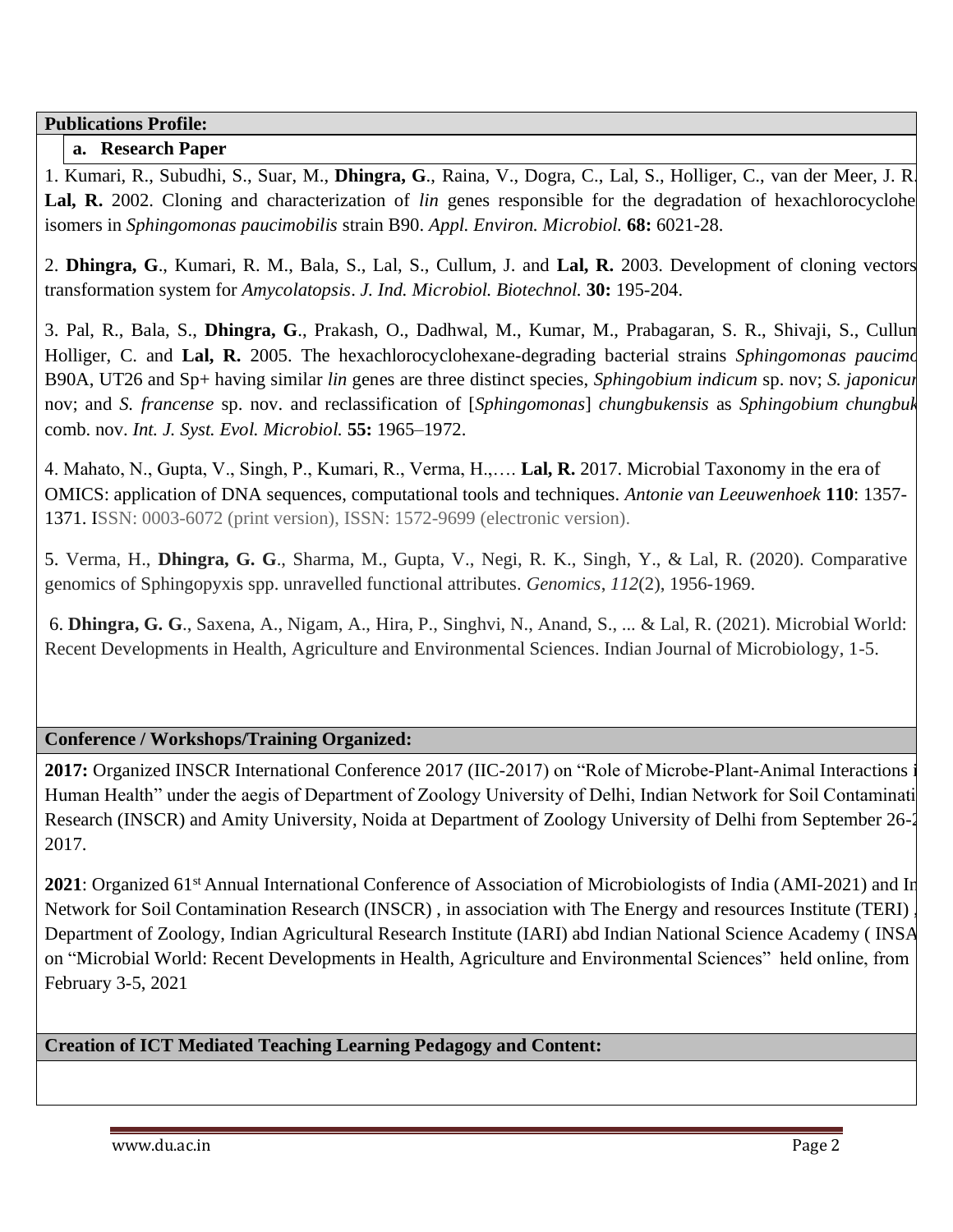**Publications Profile:**

**a. Research Paper**

1. Kumari, R., Subudhi, S., Suar, M., **Dhingra, G**., Raina, V., Dogra, C., Lal, S., Holliger, C., van der Meer, J. R. **Lal, R.** 2002. Cloning and characterization of *lin* genes responsible for the degradation of hexachlorocyclohe isomers in *Sphingomonas paucimobilis* strain B90. *Appl. Environ. Microbiol.* **68:** 6021-28.

2. **Dhingra, G**., Kumari, R. M., Bala, S., Lal, S., Cullum, J. and **Lal, R.** 2003. Development of cloning vectors transformation system for *Amycolatopsis*. *J. Ind. Microbiol. Biotechnol.* **30:** 195-204.

3. Pal, R., Bala, S., **Dhingra, G**., Prakash, O., Dadhwal, M., Kumar, M., Prabagaran, S. R., Shivaji, S., Cullum Holliger, C. and **Lal, R.** 2005. The hexachlorocyclohexane-degrading bacterial strains *Sphingomonas paucimo* B90A, UT26 and Sp+ having similar *lin* genes are three distinct species, *Sphingobium indicum* sp. nov; *S. japonicum* nov; and *S. francense* sp. nov. and reclassification of [*Sphingomonas*] *chungbukensis* as *Sphingobium chungbuk* comb. nov. *Int. J. Syst. Evol. Microbiol.* **55:** 1965–1972.

4. Mahato, N., Gupta, V., Singh, P., Kumari, R., Verma, H.,…. **Lal, R.** 2017. Microbial Taxonomy in the era of OMICS: application of DNA sequences, computational tools and techniques. *Antonie van Leeuwenhoek* **110**: 1357-1371. ISSN: 0003-6072 (print version), ISSN: 1572-9699 (electronic version).

5. Verma, H., **Dhingra, G. G**., Sharma, M., Gupta, V., Negi, R. K., Singh, Y., & Lal, R. (2020). Comparative genomics of Sphingopyxis spp. unravelled functional attributes. *Genomics*, *112*(2), 1956-1969.

6. **Dhingra, G. G**., Saxena, A., Nigam, A., Hira, P., Singhvi, N., Anand, S., ... & Lal, R. (2021). Microbial World: Recent Developments in Health, Agriculture and Environmental Sciences. Indian Journal of Microbiology, 1-5.

**Conference / Workshops/Training Organized:**

**2017:** Organized INSCR International Conference 2017 (IIC-2017) on "Role of Microbe-Plant-Animal Interactions i Human Health" under the aegis of Department of Zoology University of Delhi, Indian Network for Soil Contaminati Research (INSCR) and Amity University, Noida at Department of Zoology University of Delhi from September 26-2 2017.

**2021**: Organized 61st Annual International Conference of Association of Microbiologists of India (AMI-2021) and In Network for Soil Contamination Research (INSCR) , in association with The Energy and resources Institute (TERI) , Department of Zoology, Indian Agricultural Research Institute (IARI) abd Indian National Science Academy ( INSA on "Microbial World: Recent Developments in Health, Agriculture and Environmental Sciences" held online, from February 3-5, 2021

**Creation of ICT Mediated Teaching Learning Pedagogy and Content:**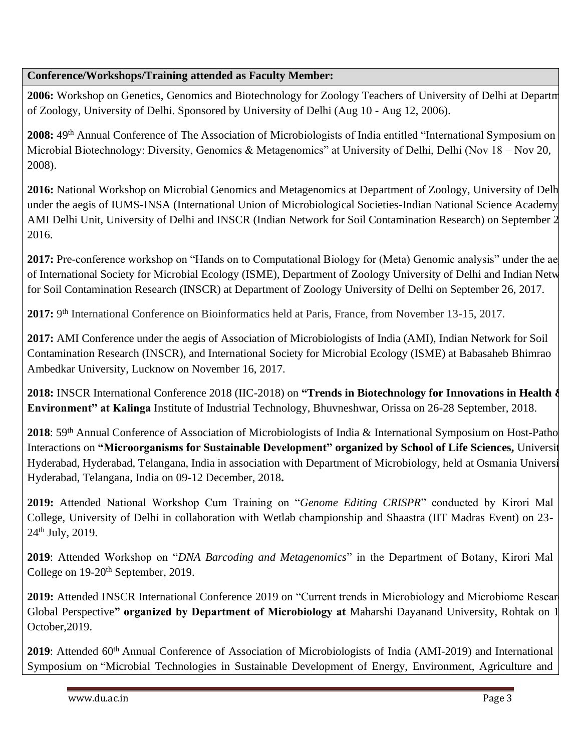**Conference/Workshops/Training attended as Faculty Member:**

**2006:** Workshop on Genetics, Genomics and Biotechnology for Zoology Teachers of University of Delhi at Departm of Zoology, University of Delhi. Sponsored by University of Delhi (Aug 10 - Aug 12, 2006).

**2008:** 49th Annual Conference of The Association of Microbiologists of India entitled "International Symposium on Microbial Biotechnology: Diversity, Genomics & Metagenomics" at University of Delhi, Delhi (Nov 18 – Nov 20, 2008).

**2016:** National Workshop on Microbial Genomics and Metagenomics at Department of Zoology, University of Delh under the aegis of IUMS-INSA (International Union of Microbiological Societies-Indian National Science Academy AMI Delhi Unit, University of Delhi and INSCR (Indian Network for Soil Contamination Research) on September 2 2016.

**2017:** Pre-conference workshop on "Hands on to Computational Biology for (Meta) Genomic analysis" under the ae of International Society for Microbial Ecology (ISME), Department of Zoology University of Delhi and Indian Netw for Soil Contamination Research (INSCR) at Department of Zoology University of Delhi on September 26, 2017.

**2017:** 9th International Conference on Bioinformatics held at Paris, France, from November 13-15, 2017.

**2017:** AMI Conference under the aegis of Association of Microbiologists of India (AMI), Indian Network for Soil Contamination Research (INSCR), and International Society for Microbial Ecology (ISME) at Babasaheb Bhimrao Ambedkar University, Lucknow on November 16, 2017.

**2018:** INSCR International Conference 2018 (IIC-2018) on **"Trends in Biotechnology for Innovations in Health & Environment" at Kalinga** Institute of Industrial Technology, Bhuvneshwar, Orissa on 26-28 September, 2018.

**2018**: 59th Annual Conference of Association of Microbiologists of India & International Symposium on Host-Patho Interactions on **"Microorganisms for Sustainable Development" organized by School of Life Sciences,** Universit Hyderabad, Hyderabad, Telangana, India in association with Department of Microbiology, held at Osmania Universi Hyderabad, Telangana, India on 09-12 December, 2018**.**

**2019:** Attended National Workshop Cum Training on "*Genome Editing CRISPR*" conducted by Kirori Mal College, University of Delhi in collaboration with Wetlab championship and Shaastra (IIT Madras Event) on 23-24th July, 2019.

**2019**: Attended Workshop on "*DNA Barcoding and Metagenomics*" in the Department of Botany, Kirori Mal College on 19-20th September, 2019.

**2019:** Attended INSCR International Conference 2019 on "Current trends in Microbiology and Microbiome Resear Global Perspective**" organized by Department of Microbiology at** Maharshi Dayanand University, Rohtak on 1 October,2019.

**2019**: Attended 60th Annual Conference of Association of Microbiologists of India (AMI-2019) and International Symposium on "Microbial Technologies in Sustainable Development of Energy, Environment, Agriculture and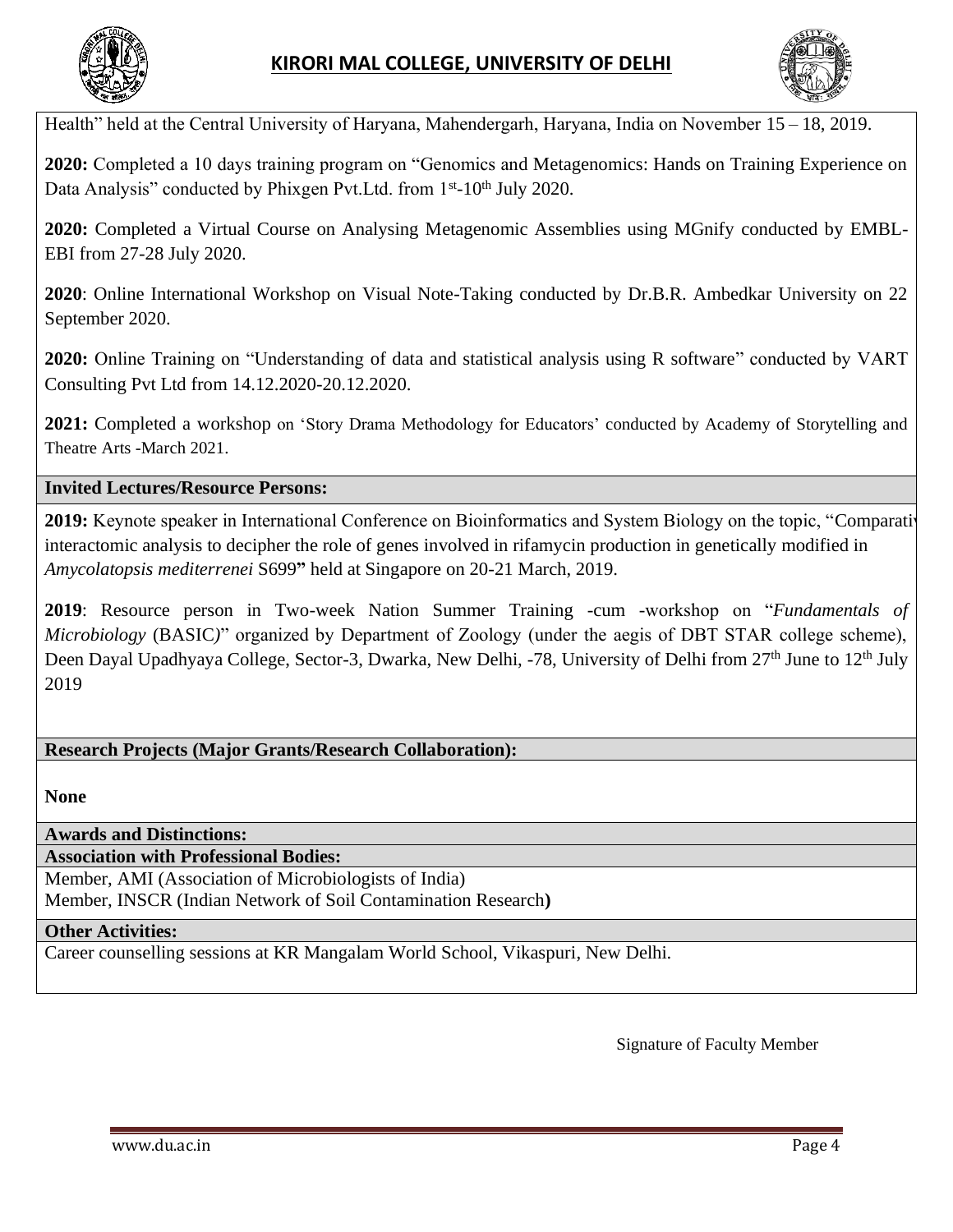Health" held at the Central University of Haryana, Mahendergarh, Haryana, India on November 15 – 18, 2019.

**2020:** Completed a 10 days training program on "Genomics and Metagenomics: Hands on Training Experience on Data Analysis" conducted by Phixgen Pvt.Ltd. from 1st-10th July 2020.

**2020:** Completed a Virtual Course on Analysing Metagenomic Assemblies using MGnify conducted by EMBL-EBI from 27-28 July 2020.

**2020**: Online International Workshop on Visual Note-Taking conducted by Dr.B.R. Ambedkar University on 22 September 2020.

**2020:** Online Training on "Understanding of data and statistical analysis using R software" conducted by VART Consulting Pvt Ltd from 14.12.2020-20.12.2020.

**2021:** Completed a workshop on 'Story Drama Methodology for Educators' conducted by Academy of Storytelling and Theatre Arts -March 2021.

**Invited Lectures/Resource Persons:**

**2019:** Keynote speaker in International Conference on Bioinformatics and System Biology on the topic, "Comparative interactomic analysis to decipher the role of genes involved in rifamycin production in genetically modified in *Amycolatopsis mediterrenei* S699**"** held at Singapore on 20-21 March, 2019.

**2019**: Resource person in Two-week Nation Summer Training -cum -workshop on "*Fundamentals of Microbiology* (BASIC*)*" organized by Department of Zoology (under the aegis of DBT STAR college scheme), Deen Dayal Upadhyaya College, Sector-3, Dwarka, New Delhi, -78, University of Delhi from 27th June to 12th July 2019

**Research Projects (Major Grants/Research Collaboration):**

**None**

**Awards and Distinctions:**

**Association with Professional Bodies:**

Member, AMI (Association of Microbiologists of India)
Member, INSCR (Indian Network of Soil Contamination Research**)**

**Other Activities:**

Career counselling sessions at KR Mangalam World School, Vikaspuri, New Delhi.

Signature of Faculty Member